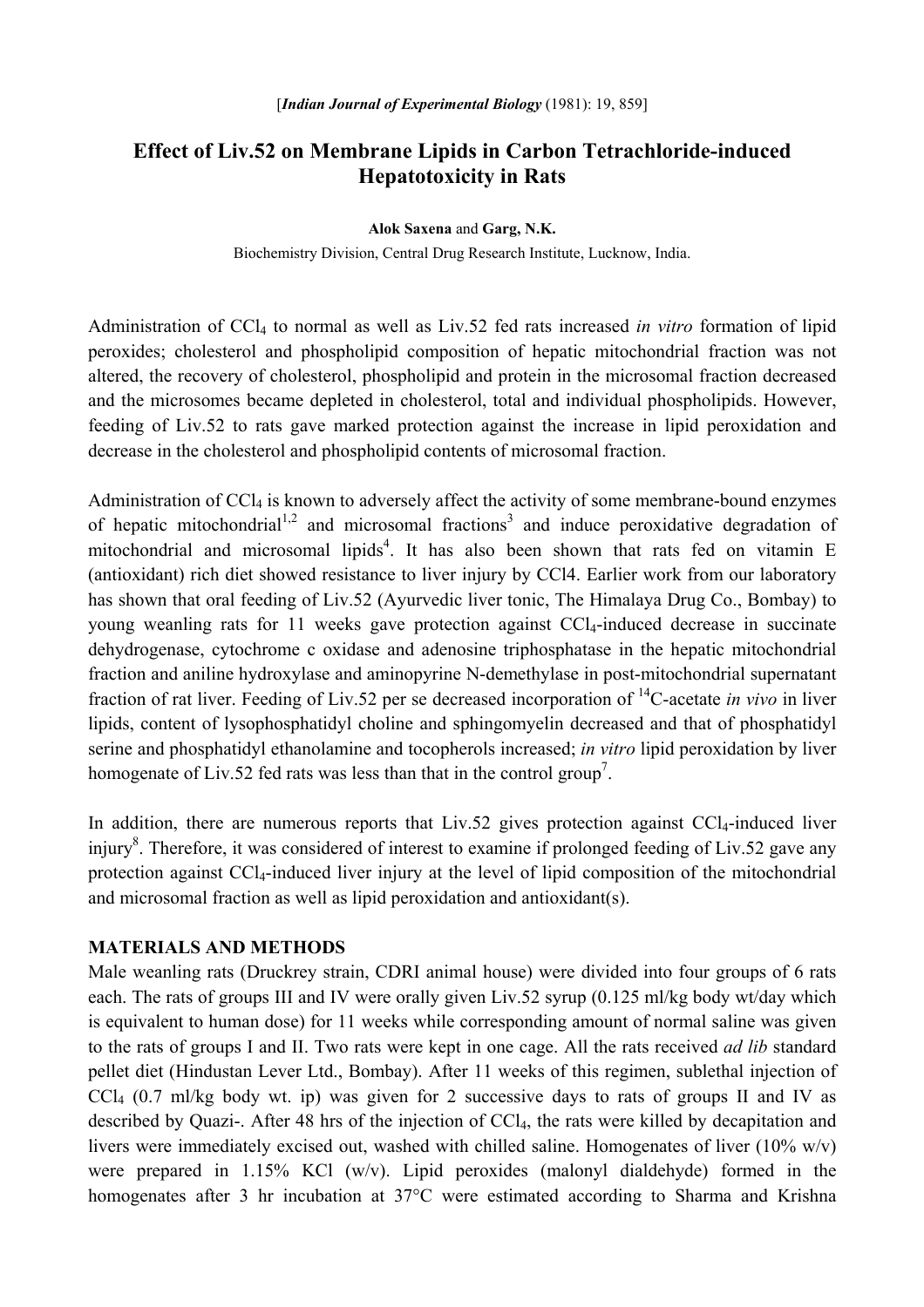[*Indian Journal of Experimental Biology* (1981): 19, 859]

# Effect of Liv.52 on Membrane Lipids in Carbon Tetrachloride-induced Hepatotoxicity in Rats

**Alok Saxena** and **Garg, N.K.**

Biochemistry Division, Central Drug Research Institute, Lucknow, India.

Administration of $CCl_4$ to normal as well as Liv.52 fed rats increased *in vitro* formation of lipid peroxides; cholesterol and phospholipid composition of hepatic mitochondrial fraction was not altered, the recovery of cholesterol, phospholipid and protein in the microsomal fraction decreased and the microsomes became depleted in cholesterol, total and individual phospholipids. However, feeding of Liv.52 to rats gave marked protection against the increase in lipid peroxidation and decrease in the cholesterol and phospholipid contents of microsomal fraction.

Administration of $CCl_4$ is known to adversely affect the activity of some membrane-bound enzymes of hepatic mitochondrial[1,2] and microsomal fractions[3] and induce peroxidative degradation of mitochondrial and microsomal lipids[4]. It has also been shown that rats fed on vitamin E (antioxidant) rich diet showed resistance to liver injury by CCl4. Earlier work from our laboratory has shown that oral feeding of Liv.52 (Ayurvedic liver tonic, The Himalaya Drug Co., Bombay) to young weanling rats for 11 weeks gave protection against $CCl_4$-induced decrease in succinate dehydrogenase, cytochrome c oxidase and adenosine triphosphatase in the hepatic mitochondrial fraction and aniline hydroxylase and aminopyrine N-demethylase in post-mitochondrial supernatant fraction of rat liver. Feeding of Liv.52 per se decreased incorporation of $^{14}$C-acetate *in vivo* in liver lipids, content of lysophosphatidyl choline and sphingomyelin decreased and that of phosphatidyl serine and phosphatidyl ethanolamine and tocopherols increased; *in vitro* lipid peroxidation by liver homogenate of Liv.52 fed rats was less than that in the control group[7].

In addition, there are numerous reports that Liv.52 gives protection against $CCl_4$-induced liver injury[8]. Therefore, it was considered of interest to examine if prolonged feeding of Liv.52 gave any protection against $CCl_4$-induced liver injury at the level of lipid composition of the mitochondrial and microsomal fraction as well as lipid peroxidation and antioxidant(s).

## MATERIALS AND METHODS

Male weanling rats (Druckrey strain, CDRI animal house) were divided into four groups of 6 rats each. The rats of groups III and IV were orally given Liv.52 syrup (0.125 ml/kg body wt/day which is equivalent to human dose) for 11 weeks while corresponding amount of normal saline was given to the rats of groups I and II. Two rats were kept in one cage. All the rats received *ad lib* standard pellet diet (Hindustan Lever Ltd., Bombay). After 11 weeks of this regimen, sublethal injection of $CCl_4$ (0.7 ml/kg body wt. ip) was given for 2 successive days to rats of groups II and IV as described by Quazi-. After 48 hrs of the injection of $CCl_4$, the rats were killed by decapitation and livers were immediately excised out, washed with chilled saline. Homogenates of liver (10% w/v) were prepared in 1.15% KCl (w/v). Lipid peroxides (malonyl dialdehyde) formed in the homogenates after 3 hr incubation at 37°C were estimated according to Sharma and Krishna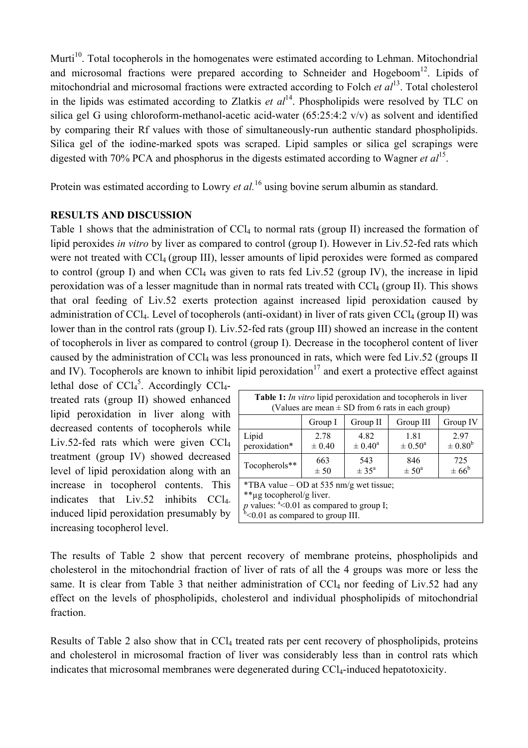Murti[10]. Total tocopherols in the homogenates were estimated according to Lehman. Mitochondrial and microsomal fractions were prepared according to Schneider and Hogeboom[12]. Lipids of mitochondrial and microsomal fractions were extracted according to Folch *et al*[13]. Total cholesterol in the lipids was estimated according to Zlatkis *et al*[14]. Phospholipids were resolved by TLC on silica gel G using chloroform-methanol-acetic acid-water (65:25:4:2 v/v) as solvent and identified by comparing their Rf values with those of simultaneously-run authentic standard phospholipids. Silica gel of the iodine-marked spots was scraped. Lipid samples or silica gel scrapings were digested with 70% PCA and phosphorus in the digests estimated according to Wagner *et al*[15].

Protein was estimated according to Lowry *et al.*[16] using bovine serum albumin as standard.

## RESULTS AND DISCUSSION

Table 1 shows that the administration of $CCl_4$ to normal rats (group II) increased the formation of lipid peroxides *in vitro* by liver as compared to control (group I). However in Liv.52-fed rats which were not treated with $CCl_4$ (group III), lesser amounts of lipid peroxides were formed as compared to control (group I) and when $CCl_4$ was given to rats fed Liv.52 (group IV), the increase in lipid peroxidation was of a lesser magnitude than in normal rats treated with $CCl_4$ (group II). This shows that oral feeding of Liv.52 exerts protection against increased lipid peroxidation caused by administration of $CCl_4$. Level of tocopherols (anti-oxidant) in liver of rats given $CCl_4$ (group II) was lower than in the control rats (group I). Liv.52-fed rats (group III) showed an increase in the content of tocopherols in liver as compared to control (group I). Decrease in the tocopherol content of liver caused by the administration of $CCl_4$ was less pronounced in rats, which were fed Liv.52 (groups II and IV). Tocopherols are known to inhibit lipid peroxidation[17] and exert a protective effect against lethal dose of $CCl_4$[5]. Accordingly $CCl_4$-treated rats (group II) showed enhanced lipid peroxidation in liver along with decreased contents of tocopherols while Liv.52-fed rats which were given $CCl_4$ treatment (group IV) showed decreased level of lipid peroxidation along with an increase in tocopherol contents. This indicates that Liv.52 inhibits $CCl_4$-induced lipid peroxidation presumably by increasing tocopherol level.

**Table 1:** *In vitro* lipid peroxidation and tocopherols in liver (Values are mean ± SD from 6 rats in each group)

| | Group I | Group II | Group III | Group IV |
|---|---|---|---|---|
| Lipid peroxidation* | 2.78 ± 0.40 | 4.82 ± 0.40[a] | 1.81 ± 0.50[a] | 2.97 ± 0.80[b] |
| Tocopherols** | 663 ± 50 | 543 ± 35[a] | 846 ± 50[a] | 725 ± 66[b] |

*TBA value – OD at 535 nm/g wet tissue;
**µg tocopherol/g liver.
*p* values: [a]<0.01 as compared to group I;
[b]<0.01 as compared to group III.

The results of Table 2 show that percent recovery of membrane proteins, phospholipids and cholesterol in the mitochondrial fraction of liver of rats of all the 4 groups was more or less the same. It is clear from Table 3 that neither administration of $CCl_4$ nor feeding of Liv.52 had any effect on the levels of phospholipids, cholesterol and individual phospholipids of mitochondrial fraction.

Results of Table 2 also show that in $CCl_4$ treated rats per cent recovery of phospholipids, proteins and cholesterol in microsomal fraction of liver was considerably less than in control rats which indicates that microsomal membranes were degenerated during $CCl_4$-induced hepatotoxicity.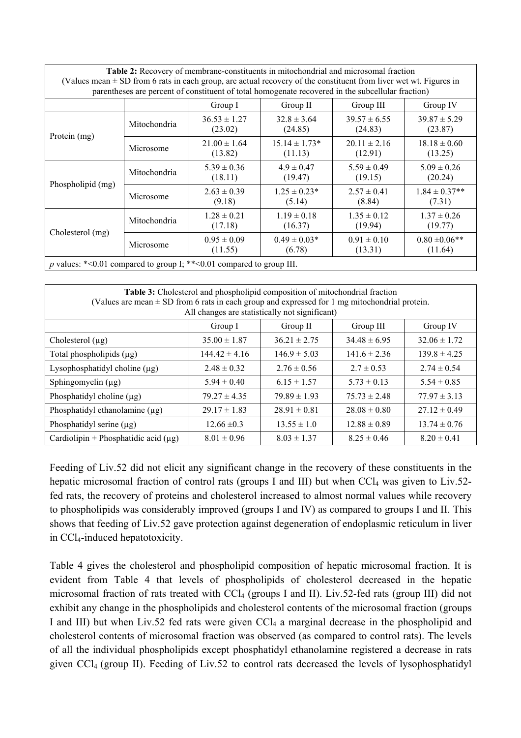**Table 2:** Recovery of membrane-constituents in mitochondrial and microsomal fraction (Values mean ± SD from 6 rats in each group, are actual recovery of the constituent from liver wet wt. Figures in parentheses are percent of constituent of total homogenate recovered in the subcellular fraction)

| | | Group I | Group II | Group III | Group IV |
|---|---|---|---|---|---|
| Protein (mg) | Mitochondria | 36.53 ± 1.27 (23.02) | 32.8 ± 3.64 (24.85) | 39.57 ± 6.55 (24.83) | 39.87 ± 5.29 (23.87) |
| | Microsome | 21.00 ± 1.64 (13.82) | 15.14 ± 1.73* (11.13) | 20.11 ± 2.16 (12.91) | 18.18 ± 0.60 (13.25) |
| Phospholipid (mg) | Mitochondria | 5.39 ± 0.36 (18.11) | 4.9 ± 0.47 (19.47) | 5.59 ± 0.49 (19.15) | 5.09 ± 0.26 (20.24) |
| | Microsome | 2.63 ± 0.39 (9.18) | 1.25 ± 0.23* (5.14) | 2.57 ± 0.41 (8.84) | 1.84 ± 0.37** (7.31) |
| Cholesterol (mg) | Mitochondria | 1.28 ± 0.21 (17.18) | 1.19 ± 0.18 (16.37) | 1.35 ± 0.12 (19.94) | 1.37 ± 0.26 (19.77) |
| | Microsome | 0.95 ± 0.09 (11.55) | 0.49 ± 0.03* (6.78) | 0.91 ± 0.10 (13.31) | 0.80 ±0.06** (11.64) |

*p* values: *<0.01 compared to group I; **<0.01 compared to group III.

**Table 3:** Cholesterol and phospholipid composition of mitochondrial fraction (Values are mean ± SD from 6 rats in each group and expressed for 1 mg mitochondrial protein. All changes are statistically not significant)

| | Group I | Group II | Group III | Group IV |
|---|---|---|---|---|
| Cholesterol (µg) | 35.00 ± 1.87 | 36.21 ± 2.75 | 34.48 ± 6.95 | 32.06 ± 1.72 |
| Total phospholipids (µg) | 144.42 ± 4.16 | 146.9 ± 5.03 | 141.6 ± 2.36 | 139.8 ± 4.25 |
| Lysophosphatidyl choline (µg) | 2.48 ± 0.32 | 2.76 ± 0.56 | 2.7 ± 0.53 | 2.74 ± 0.54 |
| Sphingomyelin (µg) | 5.94 ± 0.40 | 6.15 ± 1.57 | 5.73 ± 0.13 | 5.54 ± 0.85 |
| Phosphatidyl choline (µg) | 79.27 ± 4.35 | 79.89 ± 1.93 | 75.73 ± 2.48 | 77.97 ± 3.13 |
| Phosphatidyl ethanolamine (µg) | 29.17 ± 1.83 | 28.91 ± 0.81 | 28.08 ± 0.80 | 27.12 ± 0.49 |
| Phosphatidyl serine (µg) | 12.66 ±0.3 | 13.55 ± 1.0 | 12.88 ± 0.89 | 13.74 ± 0.76 |
| Cardiolipin + Phosphatidic acid (µg) | 8.01 ± 0.96 | 8.03 ± 1.37 | 8.25 ± 0.46 | 8.20 ± 0.41 |

Feeding of Liv.52 did not elicit any significant change in the recovery of these constituents in the hepatic microsomal fraction of control rats (groups I and III) but when $CCl_4$ was given to Liv.52-fed rats, the recovery of proteins and cholesterol increased to almost normal values while recovery to phospholipids was considerably improved (groups I and IV) as compared to groups I and II. This shows that feeding of Liv.52 gave protection against degeneration of endoplasmic reticulum in liver in $CCl_4$-induced hepatotoxicity.

Table 4 gives the cholesterol and phospholipid composition of hepatic microsomal fraction. It is evident from Table 4 that levels of phospholipids of cholesterol decreased in the hepatic microsomal fraction of rats treated with $CCl_4$ (groups I and II). Liv.52-fed rats (group III) did not exhibit any change in the phospholipids and cholesterol contents of the microsomal fraction (groups I and III) but when Liv.52 fed rats were given $CCl_4$ a marginal decrease in the phospholipid and cholesterol contents of microsomal fraction was observed (as compared to control rats). The levels of all the individual phospholipids except phosphatidyl ethanolamine registered a decrease in rats given $CCl_4$ (group II). Feeding of Liv.52 to control rats decreased the levels of lysophosphatidyl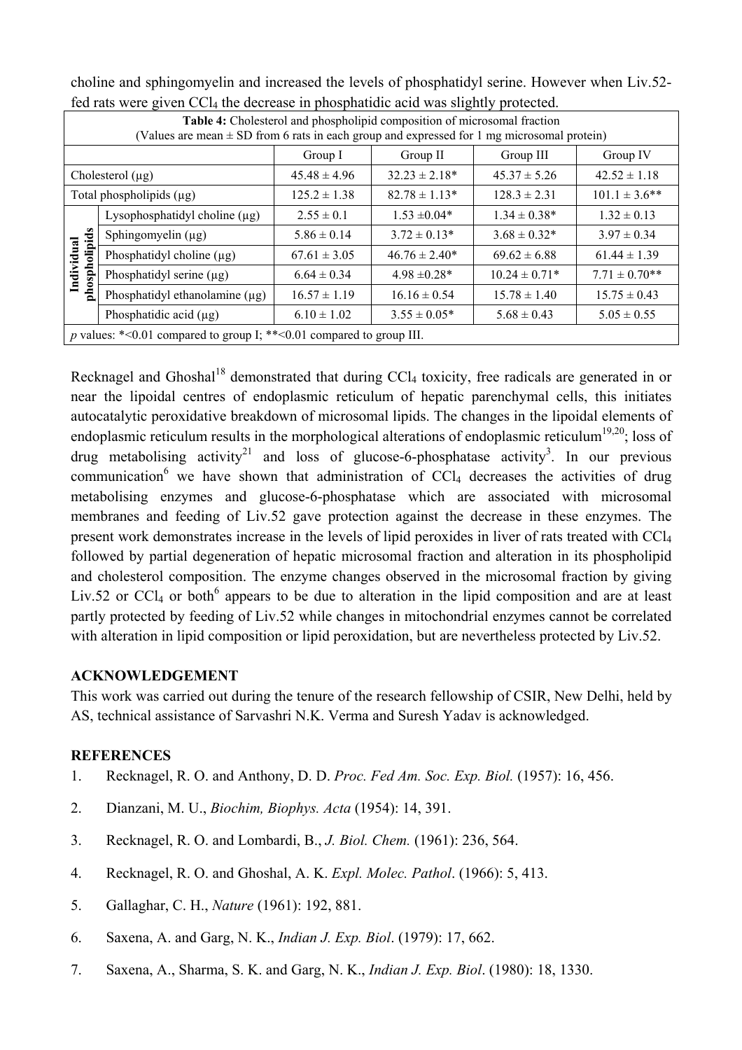choline and sphingomyelin and increased the levels of phosphatidyl serine. However when Liv.52-fed rats were given $CCl_4$ the decrease in phosphatidic acid was slightly protected.

**Table 4:** Cholesterol and phospholipid composition of microsomal fraction
(Values are mean ± SD from 6 rats in each group and expressed for 1 mg microsomal protein)

| | | Group I | Group II | Group III | Group IV |
|---|---|---|---|---|---|
| Cholesterol (μg) | | 45.48 ± 4.96 | 32.23 ± 2.18* | 45.37 ± 5.26 | 42.52 ± 1.18 |
| Total phospholipids (μg) | | 125.2 ± 1.38 | 82.78 ± 1.13* | 128.3 ± 2.31 | 101.1 ± 3.6** |
| Individual phospholipids | Lysophosphatidyl choline (μg) | 2.55 ± 0.1 | 1.53 ±0.04* | 1.34 ± 0.38* | 1.32 ± 0.13 |
| | Sphingomyelin (μg) | 5.86 ± 0.14 | 3.72 ± 0.13* | 3.68 ± 0.32* | 3.97 ± 0.34 |
| | Phosphatidyl choline (μg) | 67.61 ± 3.05 | 46.76 ± 2.40* | 69.62 ± 6.88 | 61.44 ± 1.39 |
| | Phosphatidyl serine (μg) | 6.64 ± 0.34 | 4.98 ±0.28* | 10.24 ± 0.71* | 7.71 ± 0.70** |
| | Phosphatidyl ethanolamine (μg) | 16.57 ± 1.19 | 16.16 ± 0.54 | 15.78 ± 1.40 | 15.75 ± 0.43 |
| | Phosphatidic acid (μg) | 6.10 ± 1.02 | 3.55 ± 0.05* | 5.68 ± 0.43 | 5.05 ± 0.55 |

*p* values: *<0.01 compared to group I; **<0.01 compared to group III.

Recknagel and Ghoshal[18] demonstrated that during $CCl_4$ toxicity, free radicals are generated in or near the lipoidal centres of endoplasmic reticulum of hepatic parenchymal cells, this initiates autocatalytic peroxidative breakdown of microsomal lipids. The changes in the lipoidal elements of endoplasmic reticulum results in the morphological alterations of endoplasmic reticulum[19,20]; loss of drug metabolising activity[21] and loss of glucose-6-phosphatase activity[3]. In our previous communication[6] we have shown that administration of $CCl_4$ decreases the activities of drug metabolising enzymes and glucose-6-phosphatase which are associated with microsomal membranes and feeding of Liv.52 gave protection against the decrease in these enzymes. The present work demonstrates increase in the levels of lipid peroxides in liver of rats treated with $CCl_4$ followed by partial degeneration of hepatic microsomal fraction and alteration in its phospholipid and cholesterol composition. The enzyme changes observed in the microsomal fraction by giving Liv.52 or $CCl_4$ or both[6] appears to be due to alteration in the lipid composition and are at least partly protected by feeding of Liv.52 while changes in mitochondrial enzymes cannot be correlated with alteration in lipid composition or lipid peroxidation, but are nevertheless protected by Liv.52.

## ACKNOWLEDGEMENT

This work was carried out during the tenure of the research fellowship of CSIR, New Delhi, held by AS, technical assistance of Sarvashri N.K. Verma and Suresh Yadav is acknowledged.

## REFERENCES

1. Recknagel, R. O. and Anthony, D. D. *Proc. Fed Am. Soc. Exp. Biol.* (1957): 16, 456.
2. Dianzani, M. U., *Biochim, Biophys. Acta* (1954): 14, 391.
3. Recknagel, R. O. and Lombardi, B., *J. Biol. Chem.* (1961): 236, 564.
4. Recknagel, R. O. and Ghoshal, A. K. *Expl. Molec. Pathol*. (1966): 5, 413.
5. Gallaghar, C. H., *Nature* (1961): 192, 881.
6. Saxena, A. and Garg, N. K., *Indian J. Exp. Biol*. (1979): 17, 662.
7. Saxena, A., Sharma, S. K. and Garg, N. K., *Indian J. Exp. Biol*. (1980): 18, 1330.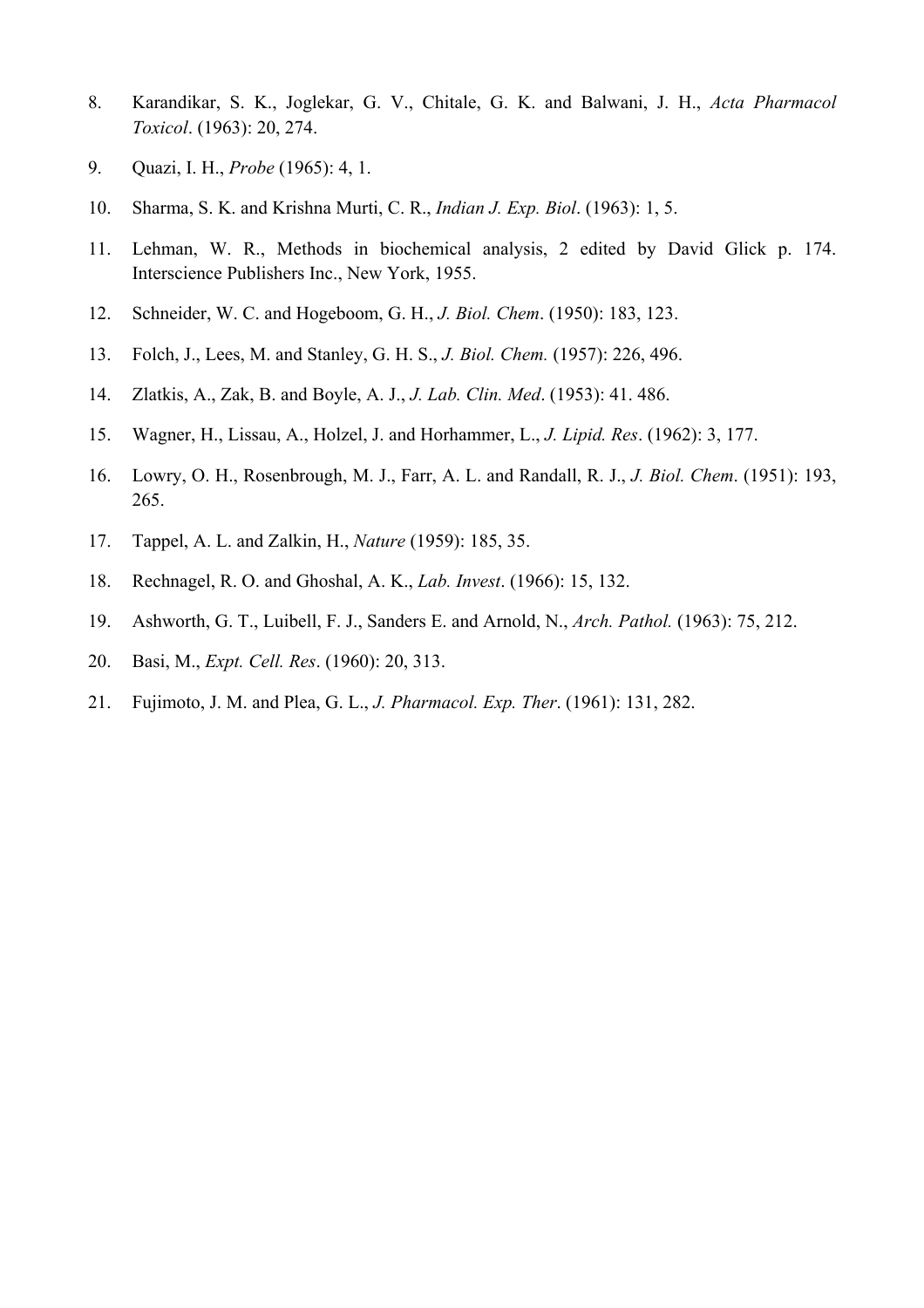8. Karandikar, S. K., Joglekar, G. V., Chitale, G. K. and Balwani, J. H., *Acta Pharmacol Toxicol*. (1963): 20, 274.

9. Quazi, I. H., *Probe* (1965): 4, 1.

10. Sharma, S. K. and Krishna Murti, C. R., *Indian J. Exp. Biol*. (1963): 1, 5.

11. Lehman, W. R., Methods in biochemical analysis, 2 edited by David Glick p. 174. Interscience Publishers Inc., New York, 1955.

12. Schneider, W. C. and Hogeboom, G. H., *J. Biol. Chem*. (1950): 183, 123.

13. Folch, J., Lees, M. and Stanley, G. H. S., *J. Biol. Chem.* (1957): 226, 496.

14. Zlatkis, A., Zak, B. and Boyle, A. J., *J. Lab. Clin. Med*. (1953): 41. 486.

15. Wagner, H., Lissau, A., Holzel, J. and Horhammer, L., *J. Lipid. Res*. (1962): 3, 177.

16. Lowry, O. H., Rosenbrough, M. J., Farr, A. L. and Randall, R. J., *J. Biol. Chem*. (1951): 193, 265.

17. Tappel, A. L. and Zalkin, H., *Nature* (1959): 185, 35.

18. Rechnagel, R. O. and Ghoshal, A. K., *Lab. Invest*. (1966): 15, 132.

19. Ashworth, G. T., Luibell, F. J., Sanders E. and Arnold, N., *Arch. Pathol.* (1963): 75, 212.

20. Basi, M., *Expt. Cell. Res*. (1960): 20, 313.

21. Fujimoto, J. M. and Plea, G. L., *J. Pharmacol. Exp. Ther*. (1961): 131, 282.